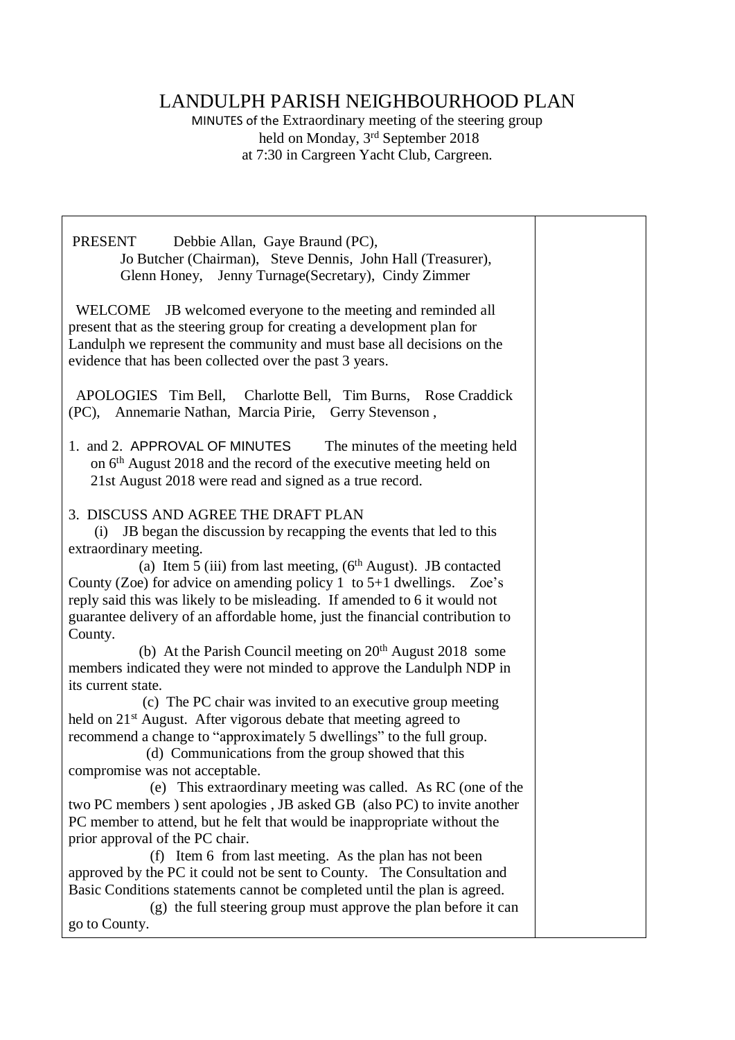# LANDULPH PARISH NEIGHBOURHOOD PLAN

MINUTES of the Extraordinary meeting of the steering group
held on Monday, 3rd September 2018
at 7:30 in Cargreen Yacht Club, Cargreen.

PRESENT Debbie Allan, Gaye Braund (PC), Jo Butcher (Chairman), Steve Dennis, John Hall (Treasurer), Glenn Honey, Jenny Turnage(Secretary), Cindy Zimmer

WELCOME JB welcomed everyone to the meeting and reminded all present that as the steering group for creating a development plan for Landulph we represent the community and must base all decisions on the evidence that has been collected over the past 3 years.

APOLOGIES Tim Bell, Charlotte Bell, Tim Burns, Rose Craddick (PC), Annemarie Nathan, Marcia Pirie, Gerry Stevenson ,

1. and 2. APPROVAL OF MINUTES The minutes of the meeting held on 6th August 2018 and the record of the executive meeting held on 21st August 2018 were read and signed as a true record.

3. DISCUSS AND AGREE THE DRAFT PLAN

(i) JB began the discussion by recapping the events that led to this extraordinary meeting.

(a) Item 5 (iii) from last meeting, (6th August). JB contacted County (Zoe) for advice on amending policy 1 to 5+1 dwellings. Zoe's reply said this was likely to be misleading. If amended to 6 it would not guarantee delivery of an affordable home, just the financial contribution to County.

(b) At the Parish Council meeting on 20th August 2018 some members indicated they were not minded to approve the Landulph NDP in its current state.

(c) The PC chair was invited to an executive group meeting held on 21st August. After vigorous debate that meeting agreed to recommend a change to "approximately 5 dwellings" to the full group.

(d) Communications from the group showed that this compromise was not acceptable.

(e) This extraordinary meeting was called. As RC (one of the two PC members ) sent apologies , JB asked GB (also PC) to invite another PC member to attend, but he felt that would be inappropriate without the prior approval of the PC chair.

(f) Item 6 from last meeting. As the plan has not been approved by the PC it could not be sent to County. The Consultation and Basic Conditions statements cannot be completed until the plan is agreed.

(g) the full steering group must approve the plan before it can go to County.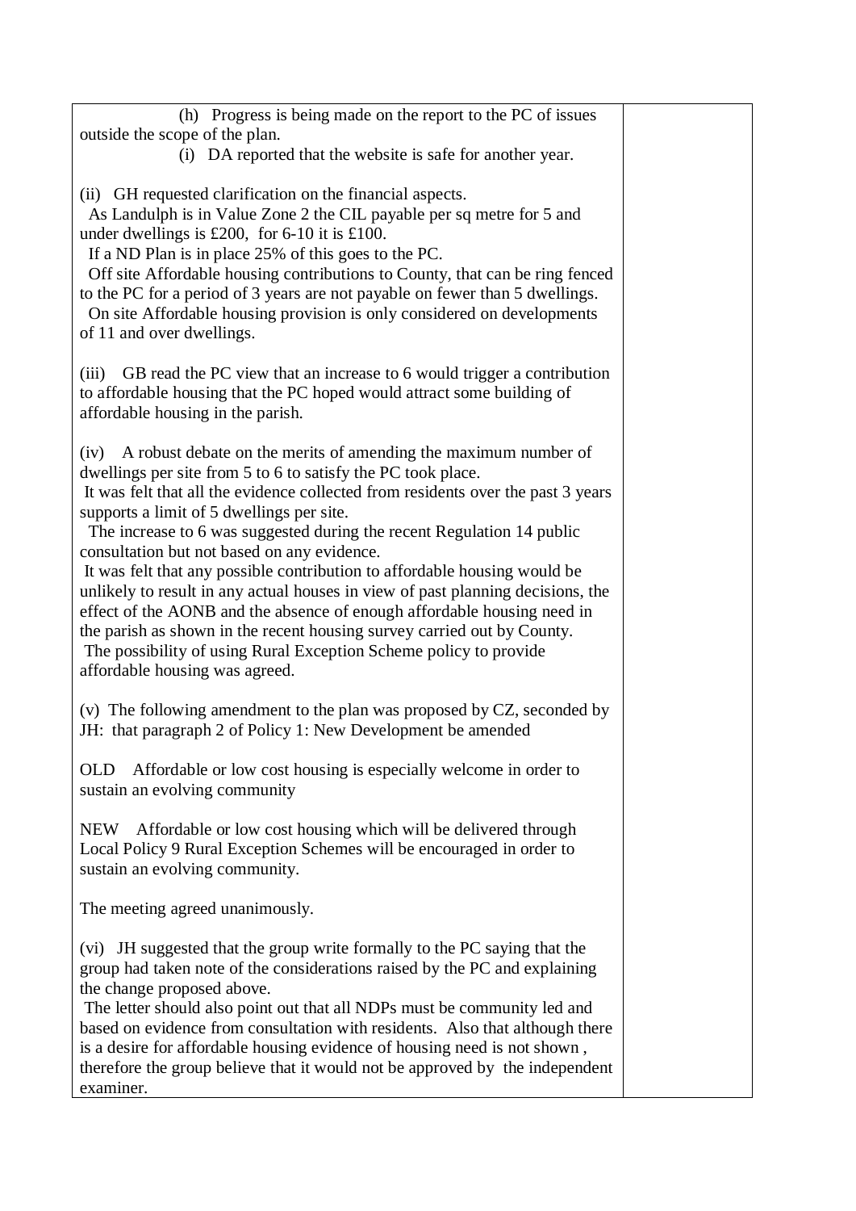| | |
|---|---|
| (h) Progress is being made on the report to the PC of issues outside the scope of the plan.<br>(i) DA reported that the website is safe for another year.<br><br>(ii) GH requested clarification on the financial aspects.<br>As Landulph is in Value Zone 2 the CIL payable per sq metre for 5 and under dwellings is £200, for 6-10 it is £100.<br>If a ND Plan is in place 25% of this goes to the PC.<br>Off site Affordable housing contributions to County, that can be ring fenced to the PC for a period of 3 years are not payable on fewer than 5 dwellings.<br>On site Affordable housing provision is only considered on developments of 11 and over dwellings.<br><br>(iii) GB read the PC view that an increase to 6 would trigger a contribution to affordable housing that the PC hoped would attract some building of affordable housing in the parish.<br><br>(iv) A robust debate on the merits of amending the maximum number of dwellings per site from 5 to 6 to satisfy the PC took place.<br>It was felt that all the evidence collected from residents over the past 3 years supports a limit of 5 dwellings per site.<br>The increase to 6 was suggested during the recent Regulation 14 public consultation but not based on any evidence.<br>It was felt that any possible contribution to affordable housing would be unlikely to result in any actual houses in view of past planning decisions, the effect of the AONB and the absence of enough affordable housing need in the parish as shown in the recent housing survey carried out by County.<br>The possibility of using Rural Exception Scheme policy to provide affordable housing was agreed.<br><br>(v) The following amendment to the plan was proposed by CZ, seconded by JH: that paragraph 2 of Policy 1: New Development be amended<br><br>OLD Affordable or low cost housing is especially welcome in order to sustain an evolving community<br><br>NEW Affordable or low cost housing which will be delivered through Local Policy 9 Rural Exception Schemes will be encouraged in order to sustain an evolving community.<br><br>The meeting agreed unanimously.<br><br>(vi) JH suggested that the group write formally to the PC saying that the group had taken note of the considerations raised by the PC and explaining the change proposed above.<br>The letter should also point out that all NDPs must be community led and based on evidence from consultation with residents. Also that although there is a desire for affordable housing evidence of housing need is not shown , therefore the group believe that it would not be approved by the independent examiner. | |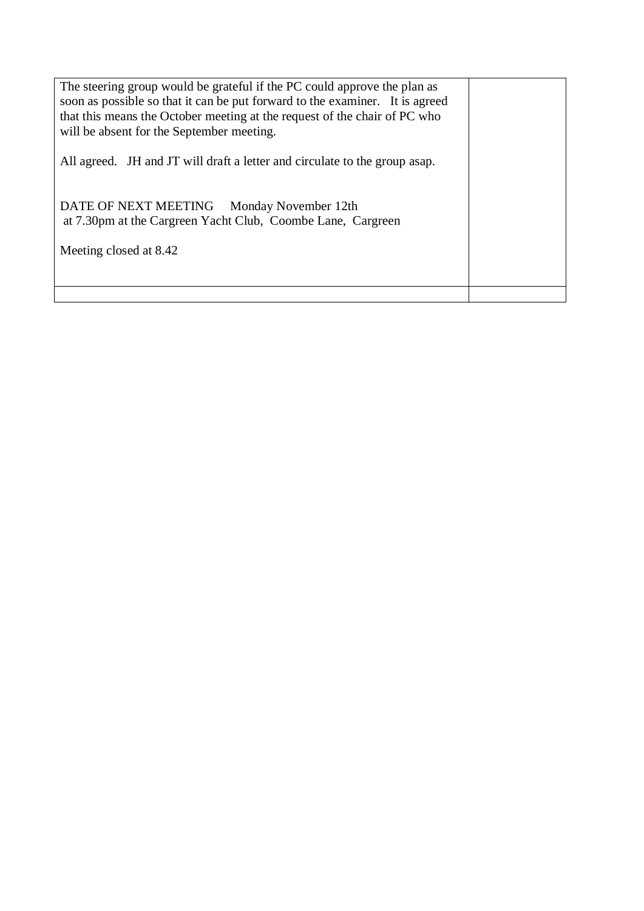| | |
|---|---|
| The steering group would be grateful if the PC could approve the plan as soon as possible so that it can be put forward to the examiner. It is agreed that this means the October meeting at the request of the chair of PC who will be absent for the September meeting.<br><br>All agreed. JH and JT will draft a letter and circulate to the group asap.<br><br>DATE OF NEXT MEETING Monday November 12th at 7.30pm at the Cargreen Yacht Club, Coombe Lane, Cargreen<br><br>Meeting closed at 8.42 | |
| | |